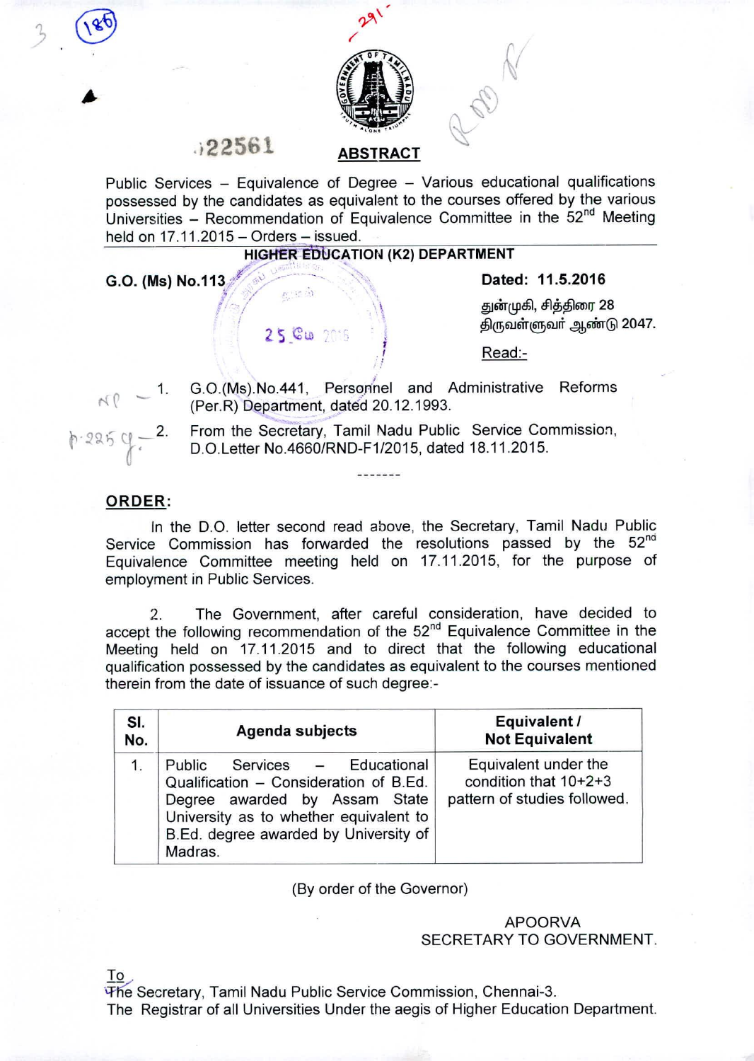# ABSTRACT

Public Services – Equivalence of Degree – Various educational qualifications possessed by the candidates as equivalent to the courses offered by the various Universities – Recommendation of Equivalence Committee in the 52nd Meeting held on 17.11.2015 – Orders – issued.

## HIGHER EDUCATION (K2) DEPARTMENT

**G.O. (Ms) No.113** **Dated: 11.5.2016**

துன்முகி, சித்திரை 28
திருவள்ளுவர் ஆண்டு 2047.

Read:-

1. G.O.(Ms).No.441, Personnel and Administrative Reforms (Per.R) Department, dated 20.12.1993.
2. From the Secretary, Tamil Nadu Public Service Commission, D.O.Letter No.4660/RND-F1/2015, dated 18.11.2015.

-------

**ORDER:**

In the D.O. letter second read above, the Secretary, Tamil Nadu Public Service Commission has forwarded the resolutions passed by the 52nd Equivalence Committee meeting held on 17.11.2015, for the purpose of employment in Public Services.

2. The Government, after careful consideration, have decided to accept the following recommendation of the 52nd Equivalence Committee in the Meeting held on 17.11.2015 and to direct that the following educational qualification possessed by the candidates as equivalent to the courses mentioned therein from the date of issuance of such degree:-

| Sl. No. | Agenda subjects | Equivalent / Not Equivalent |
| --- | --- | --- |
| 1. | Public Services – Educational Qualification – Consideration of B.Ed. Degree awarded by Assam State University as to whether equivalent to B.Ed. degree awarded by University of Madras. | Equivalent under the condition that 10+2+3 pattern of studies followed. |

(By order of the Governor)

APOORVA
SECRETARY TO GOVERNMENT.

To
The Secretary, Tamil Nadu Public Service Commission, Chennai-3.
The Registrar of all Universities Under the aegis of Higher Education Department.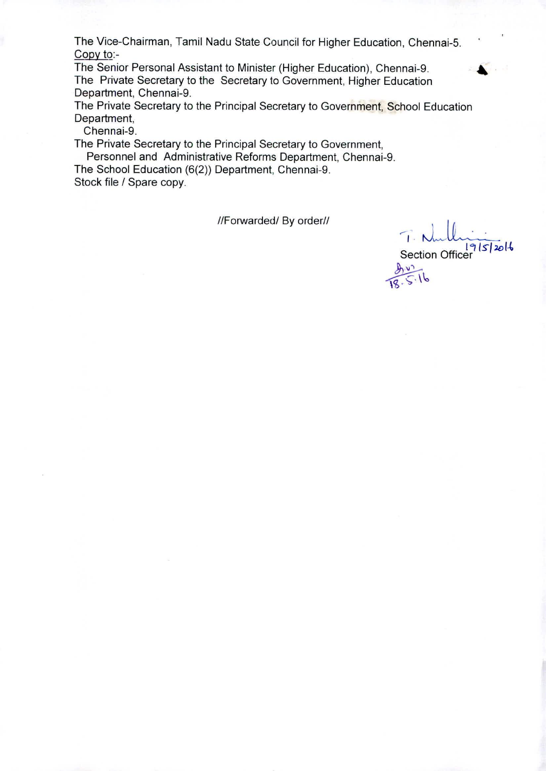The Vice-Chairman, Tamil Nadu State Council for Higher Education, Chennai-5.

Copy to:-

The Senior Personal Assistant to Minister (Higher Education), Chennai-9.
The Private Secretary to the Secretary to Government, Higher Education Department, Chennai-9.
The Private Secretary to the Principal Secretary to Government, School Education Department,
Chennai-9.
The Private Secretary to the Principal Secretary to Government,
Personnel and Administrative Reforms Department, Chennai-9.
The School Education (6(2)) Department, Chennai-9.
Stock file / Spare copy.

//Forwarded/ By order//

19/5/2016
Section Officer
18.5.16